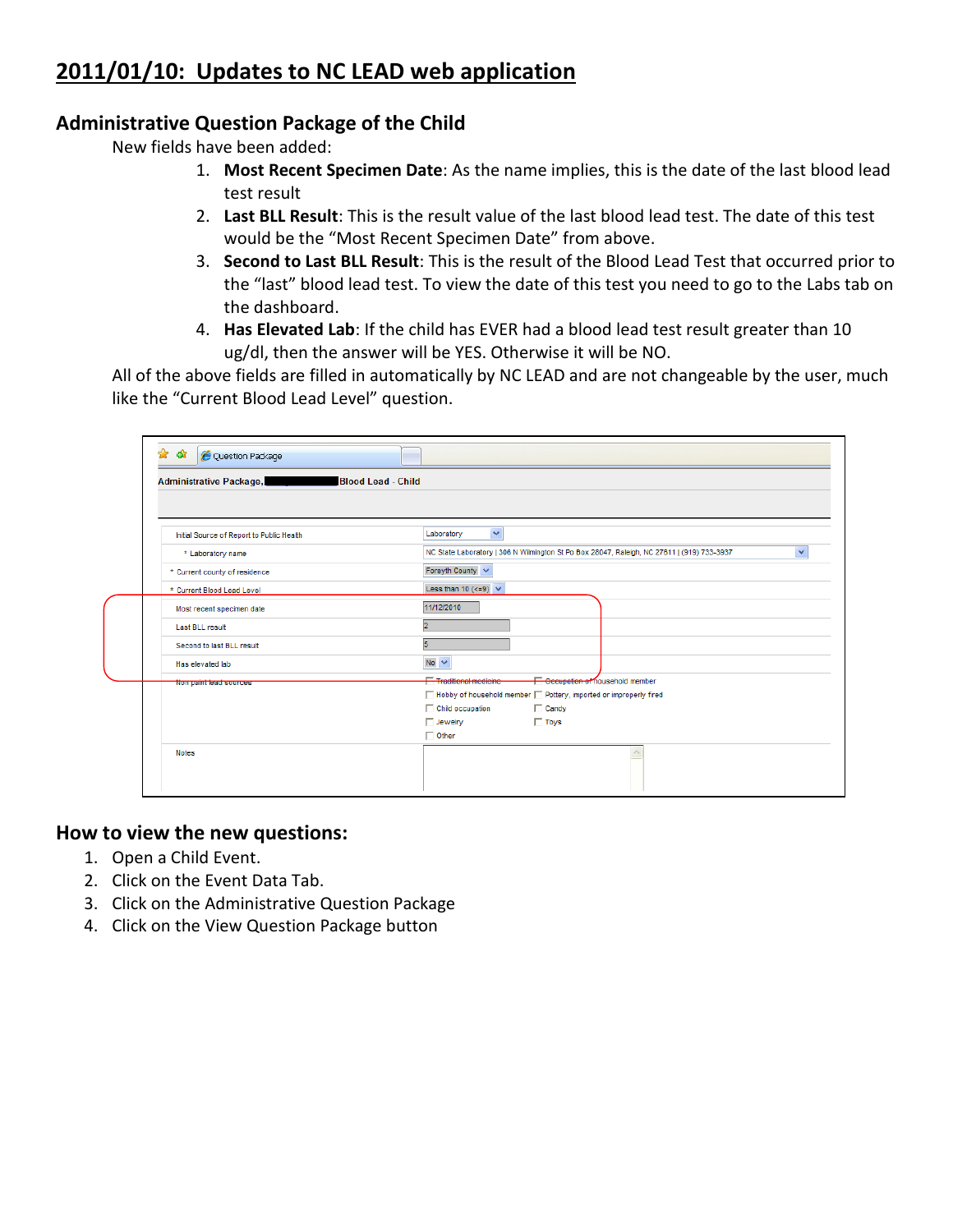# 2011/01/10: Updates to NC LEAD web application

## Administrative Question Package of the Child

New fields have been added:

1. **Most Recent Specimen Date**: As the name implies, this is the date of the last blood lead test result
2. **Last BLL Result**: This is the result value of the last blood lead test. The date of this test would be the "Most Recent Specimen Date" from above.
3. **Second to Last BLL Result**: This is the result of the Blood Lead Test that occurred prior to the "last" blood lead test. To view the date of this test you need to go to the Labs tab on the dashboard.
4. **Has Elevated Lab**: If the child has EVER had a blood lead test result greater than 10 ug/dl, then the answer will be YES. Otherwise it will be NO.

All of the above fields are filled in automatically by NC LEAD and are not changeable by the user, much like the "Current Blood Lead Level" question.

## How to view the new questions:

1. Open a Child Event.
2. Click on the Event Data Tab.
3. Click on the Administrative Question Package
4. Click on the View Question Package button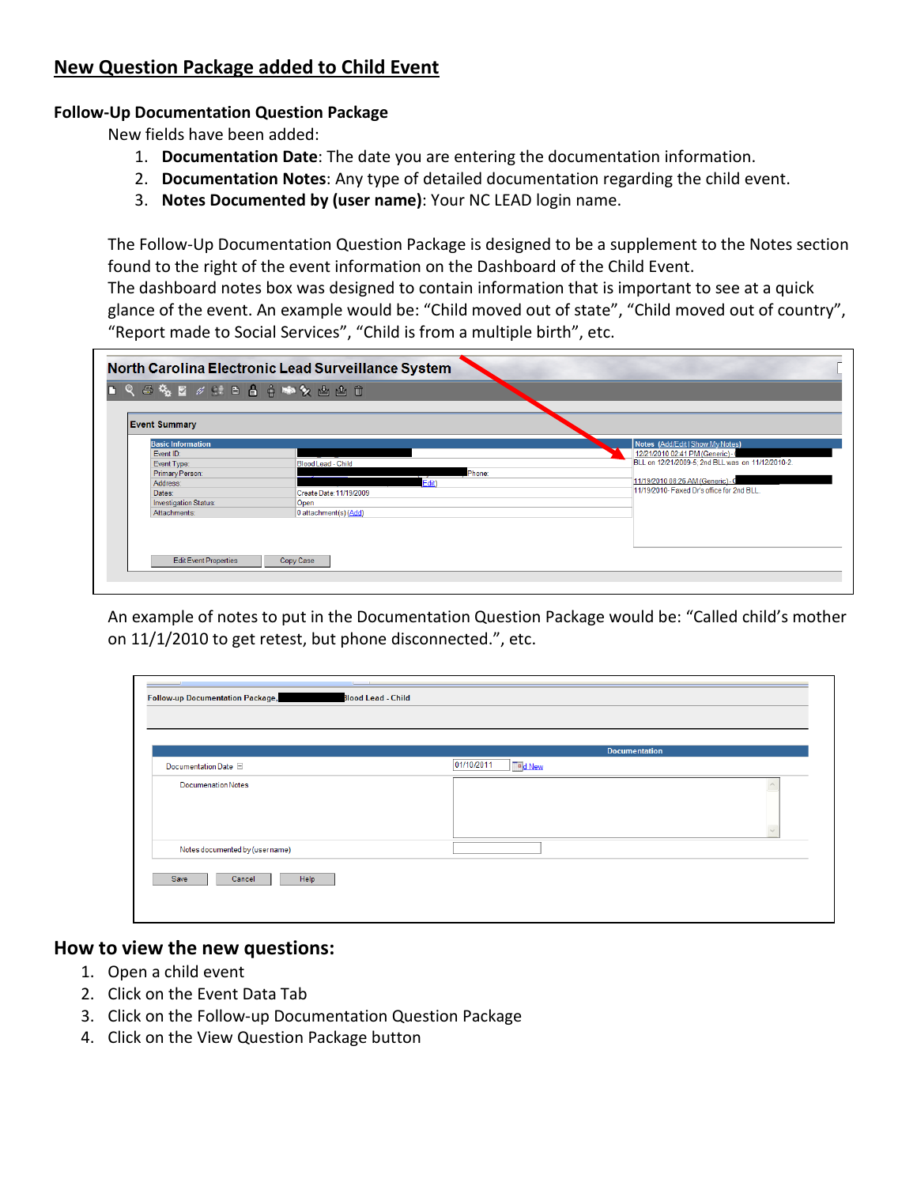## New Question Package added to Child Event

### Follow-Up Documentation Question Package

New fields have been added:

1. **Documentation Date**: The date you are entering the documentation information.
2. **Documentation Notes**: Any type of detailed documentation regarding the child event.
3. **Notes Documented by (user name)**: Your NC LEAD login name.

The Follow-Up Documentation Question Package is designed to be a supplement to the Notes section found to the right of the event information on the Dashboard of the Child Event.
The dashboard notes box was designed to contain information that is important to see at a quick glance of the event. An example would be: "Child moved out of state", "Child moved out of country", "Report made to Social Services", "Child is from a multiple birth", etc.

An example of notes to put in the Documentation Question Package would be: "Called child's mother on 11/1/2010 to get retest, but phone disconnected.", etc.

### How to view the new questions:

1. Open a child event
2. Click on the Event Data Tab
3. Click on the Follow-up Documentation Question Package
4. Click on the View Question Package button